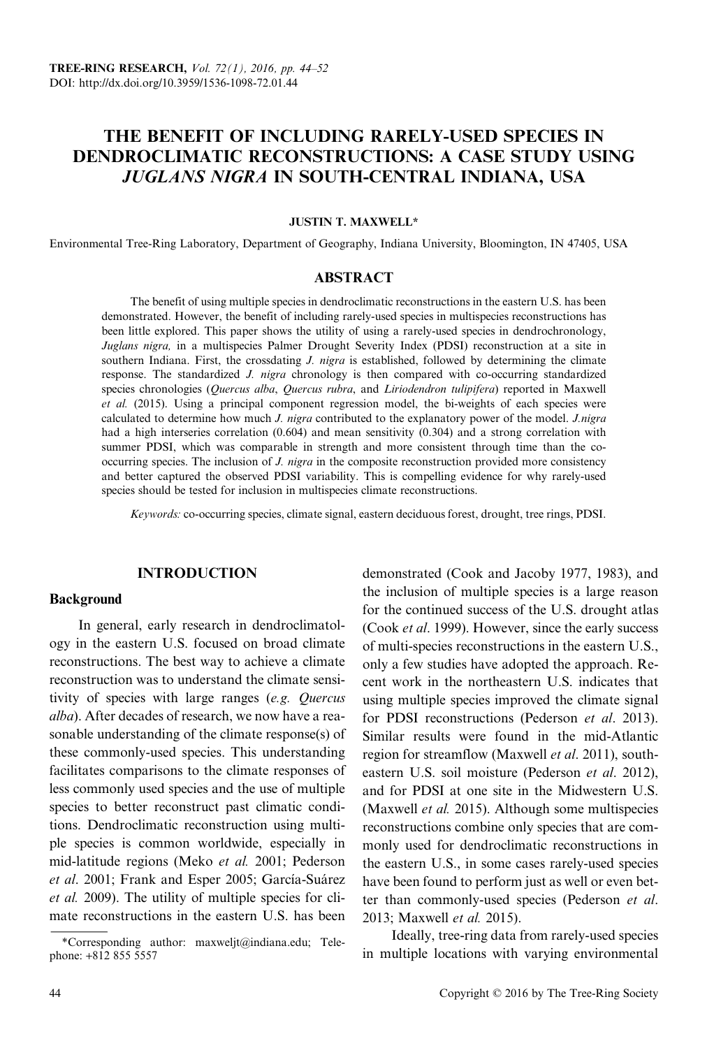# THE BENEFIT OF INCLUDING RARELY-USED SPECIES IN DENDROCLIMATIC RECONSTRUCTIONS: A CASE STUDY USING *JUGLANS NIGRA* IN SOUTH-CENTRAL INDIANA, USA

**JUSTIN T. MAXWELL***

Environmental Tree-Ring Laboratory, Department of Geography, Indiana University, Bloomington, IN 47405, USA

## ABSTRACT

The benefit of using multiple species in dendroclimatic reconstructions in the eastern U.S. has been demonstrated. However, the benefit of including rarely-used species in multispecies reconstructions has been little explored. This paper shows the utility of using a rarely-used species in dendrochronology, *Juglans nigra,* in a multispecies Palmer Drought Severity Index (PDSI) reconstruction at a site in southern Indiana. First, the crossdating *J. nigra* is established, followed by determining the climate response. The standardized *J. nigra* chronology is then compared with co-occurring standardized species chronologies (*Quercus alba*, *Quercus rubra*, and *Liriodendron tulipifera*) reported in Maxwell *et al.* (2015). Using a principal component regression model, the bi-weights of each species were calculated to determine how much *J. nigra* contributed to the explanatory power of the model. *J.nigra* had a high interseries correlation (0.604) and mean sensitivity (0.304) and a strong correlation with summer PDSI, which was comparable in strength and more consistent through time than the co-occurring species. The inclusion of *J. nigra* in the composite reconstruction provided more consistency and better captured the observed PDSI variability. This is compelling evidence for why rarely-used species should be tested for inclusion in multispecies climate reconstructions.

*Keywords:* co-occurring species, climate signal, eastern deciduous forest, drought, tree rings, PDSI.

## INTRODUCTION

### Background

In general, early research in dendroclimatology in the eastern U.S. focused on broad climate reconstructions. The best way to achieve a climate reconstruction was to understand the climate sensitivity of species with large ranges (*e.g. Quercus alba*). After decades of research, we now have a reasonable understanding of the climate response(s) of these commonly-used species. This understanding facilitates comparisons to the climate responses of less commonly used species and the use of multiple species to better reconstruct past climatic conditions. Dendroclimatic reconstruction using multiple species is common worldwide, especially in mid-latitude regions (Meko *et al.* 2001; Pederson *et al*. 2001; Frank and Esper 2005; García-Suárez *et al.* 2009). The utility of multiple species for climate reconstructions in the eastern U.S. has been demonstrated (Cook and Jacoby 1977, 1983), and the inclusion of multiple species is a large reason for the continued success of the U.S. drought atlas (Cook *et al*. 1999). However, since the early success of multi-species reconstructions in the eastern U.S., only a few studies have adopted the approach. Recent work in the northeastern U.S. indicates that using multiple species improved the climate signal for PDSI reconstructions (Pederson *et al*. 2013). Similar results were found in the mid-Atlantic region for streamflow (Maxwell *et al*. 2011), southeastern U.S. soil moisture (Pederson *et al*. 2012), and for PDSI at one site in the Midwestern U.S. (Maxwell *et al.* 2015). Although some multispecies reconstructions combine only species that are commonly used for dendroclimatic reconstructions in the eastern U.S., in some cases rarely-used species have been found to perform just as well or even better than commonly-used species (Pederson *et al*. 2013; Maxwell *et al.* 2015).

Ideally, tree-ring data from rarely-used species in multiple locations with varying environmental

*Corresponding author: maxweljt@indiana.edu; Telephone: +812 855 5557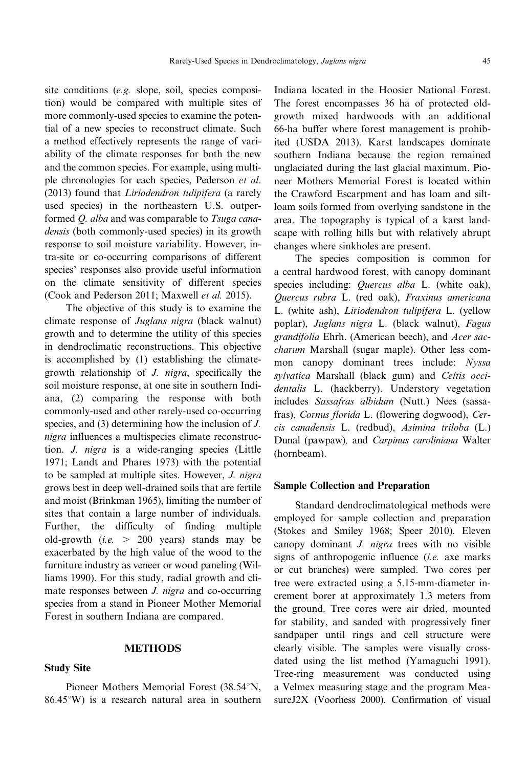site conditions (*e.g.* slope, soil, species composition) would be compared with multiple sites of more commonly-used species to examine the potential of a new species to reconstruct climate. Such a method effectively represents the range of variability of the climate responses for both the new and the common species. For example, using multiple chronologies for each species, Pederson *et al.* (2013) found that *Liriodendron tulipifera* (a rarely used species) in the northeastern U.S. outperformed *Q. alba* and was comparable to *Tsuga canadensis* (both commonly-used species) in its growth response to soil moisture variability. However, intra-site or co-occurring comparisons of different species' responses also provide useful information on the climate sensitivity of different species (Cook and Pederson 2011; Maxwell *et al.* 2015).

The objective of this study is to examine the climate response of *Juglans nigra* (black walnut) growth and to determine the utility of this species in dendroclimatic reconstructions. This objective is accomplished by (1) establishing the climate-growth relationship of *J. nigra*, specifically the soil moisture response, at one site in southern Indiana, (2) comparing the response with both commonly-used and other rarely-used co-occurring species, and (3) determining how the inclusion of *J. nigra* influences a multispecies climate reconstruction. *J. nigra* is a wide-ranging species (Little 1971; Landt and Phares 1973) with the potential to be sampled at multiple sites. However, *J. nigra* grows best in deep well-drained soils that are fertile and moist (Brinkman 1965), limiting the number of sites that contain a large number of individuals. Further, the difficulty of finding multiple old-growth (*i.e.* > 200 years) stands may be exacerbated by the high value of the wood to the furniture industry as veneer or wood paneling (Williams 1990). For this study, radial growth and climate responses between *J. nigra* and co-occurring species from a stand in Pioneer Mother Memorial Forest in southern Indiana are compared.

## METHODS

### Study Site

Pioneer Mothers Memorial Forest (38.54°N, 86.45°W) is a research natural area in southern Indiana located in the Hoosier National Forest. The forest encompasses 36 ha of protected old-growth mixed hardwoods with an additional 66-ha buffer where forest management is prohibited (USDA 2013). Karst landscapes dominate southern Indiana because the region remained unglaciated during the last glacial maximum. Pioneer Mothers Memorial Forest is located within the Crawford Escarpment and has loam and silt-loam soils formed from overlying sandstone in the area. The topography is typical of a karst landscape with rolling hills but with relatively abrupt changes where sinkholes are present.

The species composition is common for a central hardwood forest, with canopy dominant species including: *Quercus alba* L. (white oak), *Quercus rubra* L. (red oak), *Fraxinus americana* L. (white ash), *Liriodendron tulipifera* L. (yellow poplar), *Juglans nigra* L. (black walnut), *Fagus grandifolia* Ehrh. (American beech), and *Acer saccharum* Marshall (sugar maple). Other less common canopy dominant trees include: *Nyssa sylvatica* Marshall (black gum) and *Celtis occidentalis* L. (hackberry). Understory vegetation includes *Sassafras albidum* (Nutt.) Nees (sassafras), *Cornus florida* L. (flowering dogwood), *Cercis canadensis* L. (redbud), *Asimina triloba* (L.) Dunal (pawpaw), and *Carpinus caroliniana* Walter (hornbeam).

### Sample Collection and Preparation

Standard dendroclimatological methods were employed for sample collection and preparation (Stokes and Smiley 1968; Speer 2010). Eleven canopy dominant *J. nigra* trees with no visible signs of anthropogenic influence (*i.e.* axe marks or cut branches) were sampled. Two cores per tree were extracted using a 5.15-mm-diameter increment borer at approximately 1.3 meters from the ground. Tree cores were air dried, mounted for stability, and sanded with progressively finer sandpaper until rings and cell structure were clearly visible. The samples were visually cross-dated using the list method (Yamaguchi 1991). Tree-ring measurement was conducted using a Velmex measuring stage and the program MeasureJ2X (Voorhess 2000). Confirmation of visual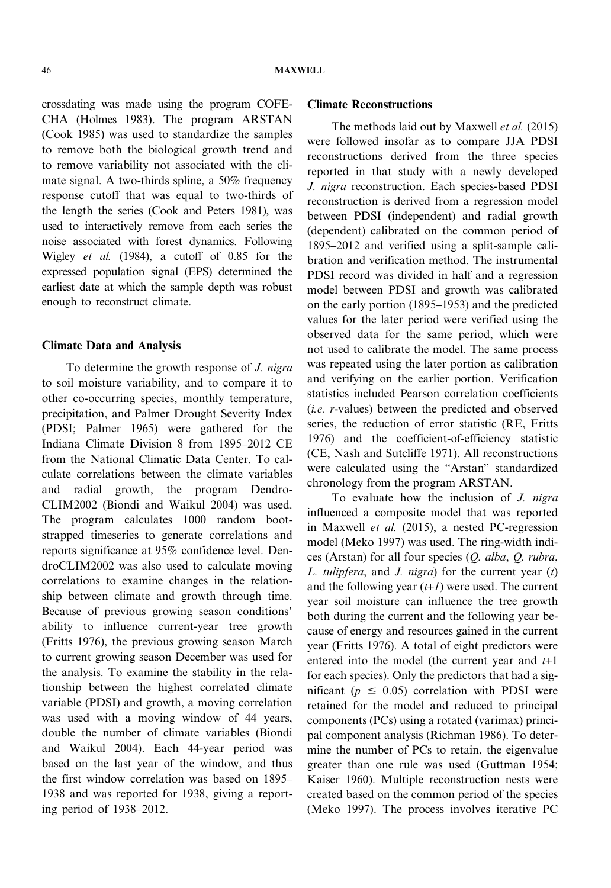crossdating was made using the program COFECHA (Holmes 1983). The program ARSTAN (Cook 1985) was used to standardize the samples to remove both the biological growth trend and to remove variability not associated with the climate signal. A two-thirds spline, a 50% frequency response cutoff that was equal to two-thirds of the length the series (Cook and Peters 1981), was used to interactively remove from each series the noise associated with forest dynamics. Following Wigley *et al.* (1984), a cutoff of 0.85 for the expressed population signal (EPS) determined the earliest date at which the sample depth was robust enough to reconstruct climate.

### Climate Data and Analysis

To determine the growth response of *J. nigra* to soil moisture variability, and to compare it to other co-occurring species, monthly temperature, precipitation, and Palmer Drought Severity Index (PDSI; Palmer 1965) were gathered for the Indiana Climate Division 8 from 1895–2012 CE from the National Climatic Data Center. To calculate correlations between the climate variables and radial growth, the program DendroCLIM2002 (Biondi and Waikul 2004) was used. The program calculates 1000 random bootstrapped timeseries to generate correlations and reports significance at 95% confidence level. DendroCLIM2002 was also used to calculate moving correlations to examine changes in the relationship between climate and growth through time. Because of previous growing season conditions' ability to influence current-year tree growth (Fritts 1976), the previous growing season March to current growing season December was used for the analysis. To examine the stability in the relationship between the highest correlated climate variable (PDSI) and growth, a moving correlation was used with a moving window of 44 years, double the number of climate variables (Biondi and Waikul 2004). Each 44-year period was based on the last year of the window, and thus the first window correlation was based on 1895–1938 and was reported for 1938, giving a reporting period of 1938–2012.

### Climate Reconstructions

The methods laid out by Maxwell *et al.* (2015) were followed insofar as to compare JJA PDSI reconstructions derived from the three species reported in that study with a newly developed *J. nigra* reconstruction. Each species-based PDSI reconstruction is derived from a regression model between PDSI (independent) and radial growth (dependent) calibrated on the common period of 1895–2012 and verified using a split-sample calibration and verification method. The instrumental PDSI record was divided in half and a regression model between PDSI and growth was calibrated on the early portion (1895–1953) and the predicted values for the later period were verified using the observed data for the same period, which were not used to calibrate the model. The same process was repeated using the later portion as calibration and verifying on the earlier portion. Verification statistics included Pearson correlation coefficients (*i.e. r*-values) between the predicted and observed series, the reduction of error statistic (RE, Fritts 1976) and the coefficient-of-efficiency statistic (CE, Nash and Sutcliffe 1971). All reconstructions were calculated using the "Arstan" standardized chronology from the program ARSTAN.

To evaluate how the inclusion of *J. nigra* influenced a composite model that was reported in Maxwell *et al.* (2015), a nested PC-regression model (Meko 1997) was used. The ring-width indices (Arstan) for all four species (*Q. alba*, *Q. rubra*, *L. tulipfera*, and *J. nigra*) for the current year ($t$) and the following year ($t+1$) were used. The current year soil moisture can influence the tree growth both during the current and the following year because of energy and resources gained in the current year (Fritts 1976). A total of eight predictors were entered into the model (the current year and $t+1$ for each species). Only the predictors that had a significant ($p \leq 0.05$) correlation with PDSI were retained for the model and reduced to principal components (PCs) using a rotated (varimax) principal component analysis (Richman 1986). To determine the number of PCs to retain, the eigenvalue greater than one rule was used (Guttman 1954; Kaiser 1960). Multiple reconstruction nests were created based on the common period of the species (Meko 1997). The process involves iterative PC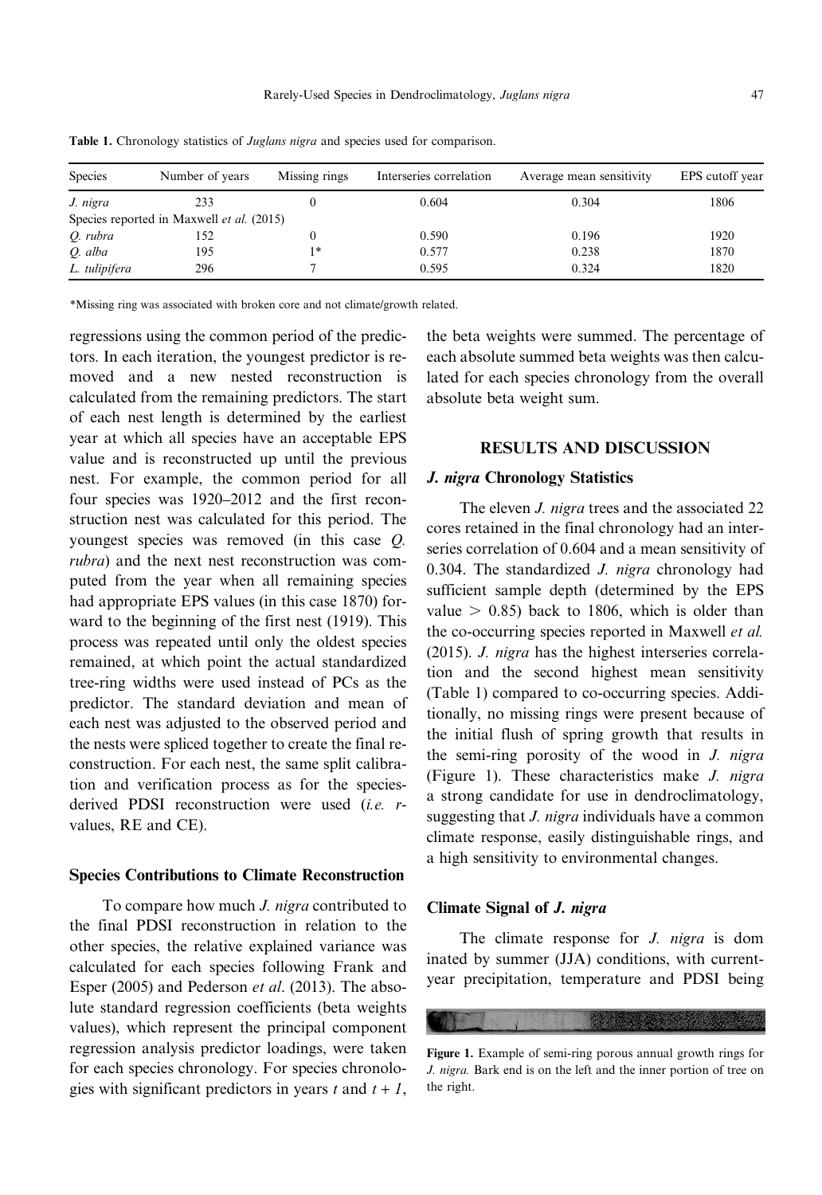**Table 1.** Chronology statistics of *Juglans nigra* and species used for comparison.

| Species | Number of years | Missing rings | Interseries correlation | Average mean sensitivity | EPS cutoff year |
|---|---|---|---|---|---|
| *J. nigra* | 233 | 0 | 0.604 | 0.304 | 1806 |
| Species reported in Maxwell *et al.* (2015) | | | | | |
| *Q. rubra* | 152 | 0 | 0.590 | 0.196 | 1920 |
| *Q. alba* | 195 | 1* | 0.577 | 0.238 | 1870 |
| *L. tulipifera* | 296 | 7 | 0.595 | 0.324 | 1820 |

*Missing ring was associated with broken core and not climate/growth related.

regressions using the common period of the predictors. In each iteration, the youngest predictor is removed and a new nested reconstruction is calculated from the remaining predictors. The start of each nest length is determined by the earliest year at which all species have an acceptable EPS value and is reconstructed up until the previous nest. For example, the common period for all four species was 1920–2012 and the first reconstruction nest was calculated for this period. The youngest species was removed (in this case *Q. rubra*) and the next nest reconstruction was computed from the year when all remaining species had appropriate EPS values (in this case 1870) forward to the beginning of the first nest (1919). This process was repeated until only the oldest species remained, at which point the actual standardized tree-ring widths were used instead of PCs as the predictor. The standard deviation and mean of each nest was adjusted to the observed period and the nests were spliced together to create the final reconstruction. For each nest, the same split calibration and verification process as for the species-derived PDSI reconstruction were used (*i.e.* *r*-values, RE and CE).

### Species Contributions to Climate Reconstruction

To compare how much *J. nigra* contributed to the final PDSI reconstruction in relation to the other species, the relative explained variance was calculated for each species following Frank and Esper (2005) and Pederson *et al.* (2013). The absolute standard regression coefficients (beta weights values), which represent the principal component regression analysis predictor loadings, were taken for each species chronology. For species chronologies with significant predictors in years $t$ and $t + 1$, the beta weights were summed. The percentage of each absolute summed beta weights was then calculated for each species chronology from the overall absolute beta weight sum.

## RESULTS AND DISCUSSION

### *J. nigra* Chronology Statistics

The eleven *J. nigra* trees and the associated 22 cores retained in the final chronology had an interseries correlation of 0.604 and a mean sensitivity of 0.304. The standardized *J. nigra* chronology had sufficient sample depth (determined by the EPS value $> 0.85$) back to 1806, which is older than the co-occurring species reported in Maxwell *et al.* (2015). *J. nigra* has the highest interseries correlation and the second highest mean sensitivity (Table 1) compared to co-occurring species. Additionally, no missing rings were present because of the initial flush of spring growth that results in the semi-ring porosity of the wood in *J. nigra* (Figure 1). These characteristics make *J. nigra* a strong candidate for use in dendroclimatology, suggesting that *J. nigra* individuals have a common climate response, easily distinguishable rings, and a high sensitivity to environmental changes.

### Climate Signal of *J. nigra*

The climate response for *J. nigra* is dom inated by summer (JJA) conditions, with current-year precipitation, temperature and PDSI being

**Figure 1.** Example of semi-ring porous annual growth rings for *J. nigra.* Bark end is on the left and the inner portion of tree on the right.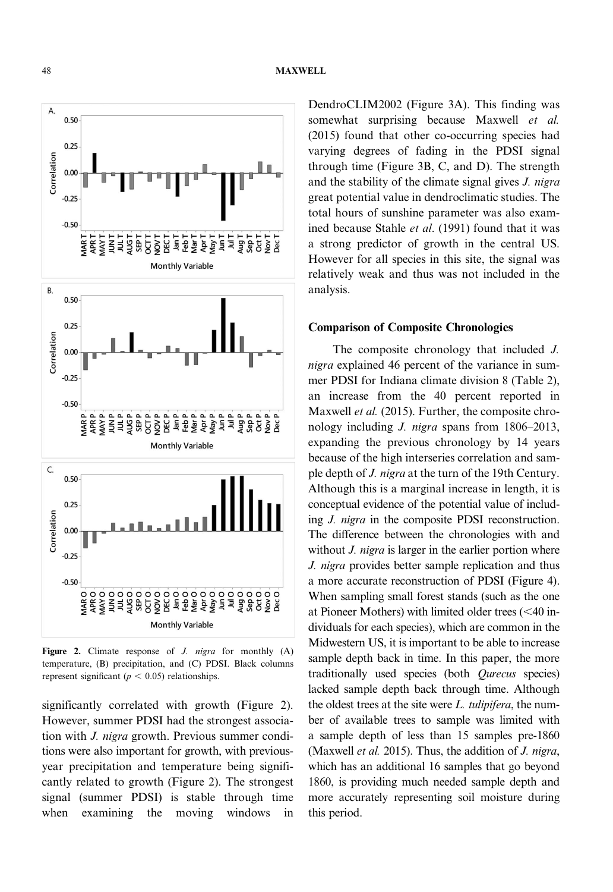Figure 2. Climate response of *J. nigra* for monthly (A) temperature, (B) precipitation, and (C) PDSI. Black columns represent significant ($p < 0.05$) relationships.

significantly correlated with growth (Figure 2). However, summer PDSI had the strongest association with *J. nigra* growth. Previous summer conditions were also important for growth, with previous-year precipitation and temperature being significantly related to growth (Figure 2). The strongest signal (summer PDSI) is stable through time when examining the moving windows in DendroCLIM2002 (Figure 3A). This finding was somewhat surprising because Maxwell *et al.* (2015) found that other co-occurring species had varying degrees of fading in the PDSI signal through time (Figure 3B, C, and D). The strength and the stability of the climate signal gives *J. nigra* great potential value in dendroclimatic studies. The total hours of sunshine parameter was also examined because Stahle *et al*. (1991) found that it was a strong predictor of growth in the central US. However for all species in this site, the signal was relatively weak and thus was not included in the analysis.

## Comparison of Composite Chronologies

The composite chronology that included *J. nigra* explained 46 percent of the variance in summer PDSI for Indiana climate division 8 (Table 2), an increase from the 40 percent reported in Maxwell *et al.* (2015). Further, the composite chronology including *J. nigra* spans from 1806–2013, expanding the previous chronology by 14 years because of the high interseries correlation and sample depth of *J. nigra* at the turn of the 19th Century. Although this is a marginal increase in length, it is conceptual evidence of the potential value of including *J. nigra* in the composite PDSI reconstruction. The difference between the chronologies with and without *J. nigra* is larger in the earlier portion where *J. nigra* provides better sample replication and thus a more accurate reconstruction of PDSI (Figure 4). When sampling small forest stands (such as the one at Pioneer Mothers) with limited older trees (<40 individuals for each species), which are common in the Midwestern US, it is important to be able to increase sample depth back in time. In this paper, the more traditionally used species (both *Qurecus* species) lacked sample depth back through time. Although the oldest trees at the site were *L. tulipifera*, the number of available trees to sample was limited with a sample depth of less than 15 samples pre-1860 (Maxwell *et al.* 2015). Thus, the addition of *J. nigra*, which has an additional 16 samples that go beyond 1860, is providing much needed sample depth and more accurately representing soil moisture during this period.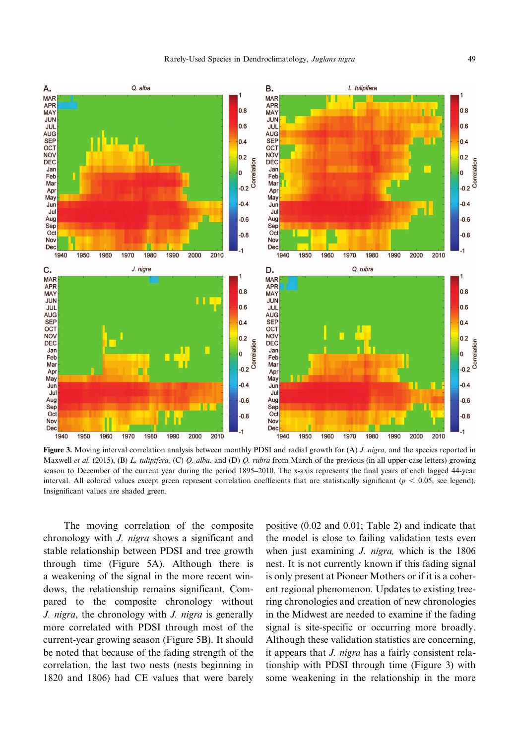**Figure 3.** Moving interval correlation analysis between monthly PDSI and radial growth for (A) *J. nigra,* and the species reported in Maxwell *et al.* (2015), (B) *L. tulipifera,* (C) *Q. alba*, and (D) *Q. rubra* from March of the previous (in all upper-case letters) growing season to December of the current year during the period 1895–2010. The x-axis represents the final years of each lagged 44-year interval. All colored values except green represent correlation coefficients that are statistically significant ($p < 0.05$, see legend). Insignificant values are shaded green.

The moving correlation of the composite chronology with *J. nigra* shows a significant and stable relationship between PDSI and tree growth through time (Figure 5A). Although there is a weakening of the signal in the more recent windows, the relationship remains significant. Compared to the composite chronology without *J. nigra*, the chronology with *J. nigra* is generally more correlated with PDSI through most of the current-year growing season (Figure 5B). It should be noted that because of the fading strength of the correlation, the last two nests (nests beginning in 1820 and 1806) had CE values that were barely positive (0.02 and 0.01; Table 2) and indicate that the model is close to failing validation tests even when just examining *J. nigra,* which is the 1806 nest. It is not currently known if this fading signal is only present at Pioneer Mothers or if it is a coherent regional phenomenon. Updates to existing tree-ring chronologies and creation of new chronologies in the Midwest are needed to examine if the fading signal is site-specific or occurring more broadly. Although these validation statistics are concerning, it appears that *J. nigra* has a fairly consistent relationship with PDSI through time (Figure 3) with some weakening in the relationship in the more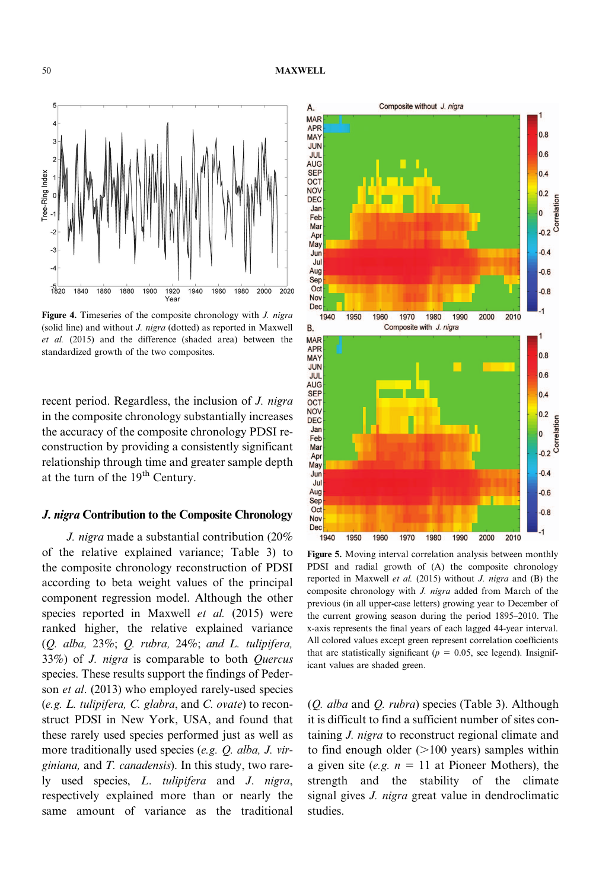Figure 4. Timeseries of the composite chronology with *J. nigra* (solid line) and without *J. nigra* (dotted) as reported in Maxwell *et al.* (2015) and the difference (shaded area) between the standardized growth of the two composites.

Figure 5. Moving interval correlation analysis between monthly PDSI and radial growth of (A) the composite chronology reported in Maxwell *et al.* (2015) without *J. nigra* and (B) the composite chronology with *J. nigra* added from March of the previous (in all upper-case letters) growing year to December of the current growing season during the period 1895–2010. The x-axis represents the final years of each lagged 44-year interval. All colored values except green represent correlation coefficients that are statistically significant ($p$ = 0.05, see legend). Insignificant values are shaded green.

recent period. Regardless, the inclusion of *J. nigra* in the composite chronology substantially increases the accuracy of the composite chronology PDSI reconstruction by providing a consistently significant relationship through time and greater sample depth at the turn of the 19th Century.

### *J. nigra* Contribution to the Composite Chronology

*J. nigra* made a substantial contribution (20% of the relative explained variance; Table 3) to the composite chronology reconstruction of PDSI according to beta weight values of the principal component regression model. Although the other species reported in Maxwell *et al* (2015) were ranked higher, the relative explained variance (*Q. alba,* 23%; *Q. rubra,* 24%; *and L. tulipifera,* 33%) of *J. nigra* is comparable to both *Quercus* species. These results support the findings of Pederson *et al*. (2013) who employed rarely-used species (*e.g. L. tulipifera, C. glabra*, and *C. ovate*) to reconstruct PDSI in New York, USA, and found that these rarely used species performed just as well as more traditionally used species (*e.g. Q. alba, J. virginiana,* and *T. canadensis*). In this study, two rarely used species, *L. tulipifera* and *J. nigra*, respectively explained more than or nearly the same amount of variance as the traditional (*Q. alba* and *Q. rubra*) species (Table 3). Although it is difficult to find a sufficient number of sites containing *J. nigra* to reconstruct regional climate and to find enough older (>100 years) samples within a given site (*e.g.* $n$ = 11 at Pioneer Mothers), the strength and the stability of the climate signal gives *J. nigra* great value in dendroclimatic studies.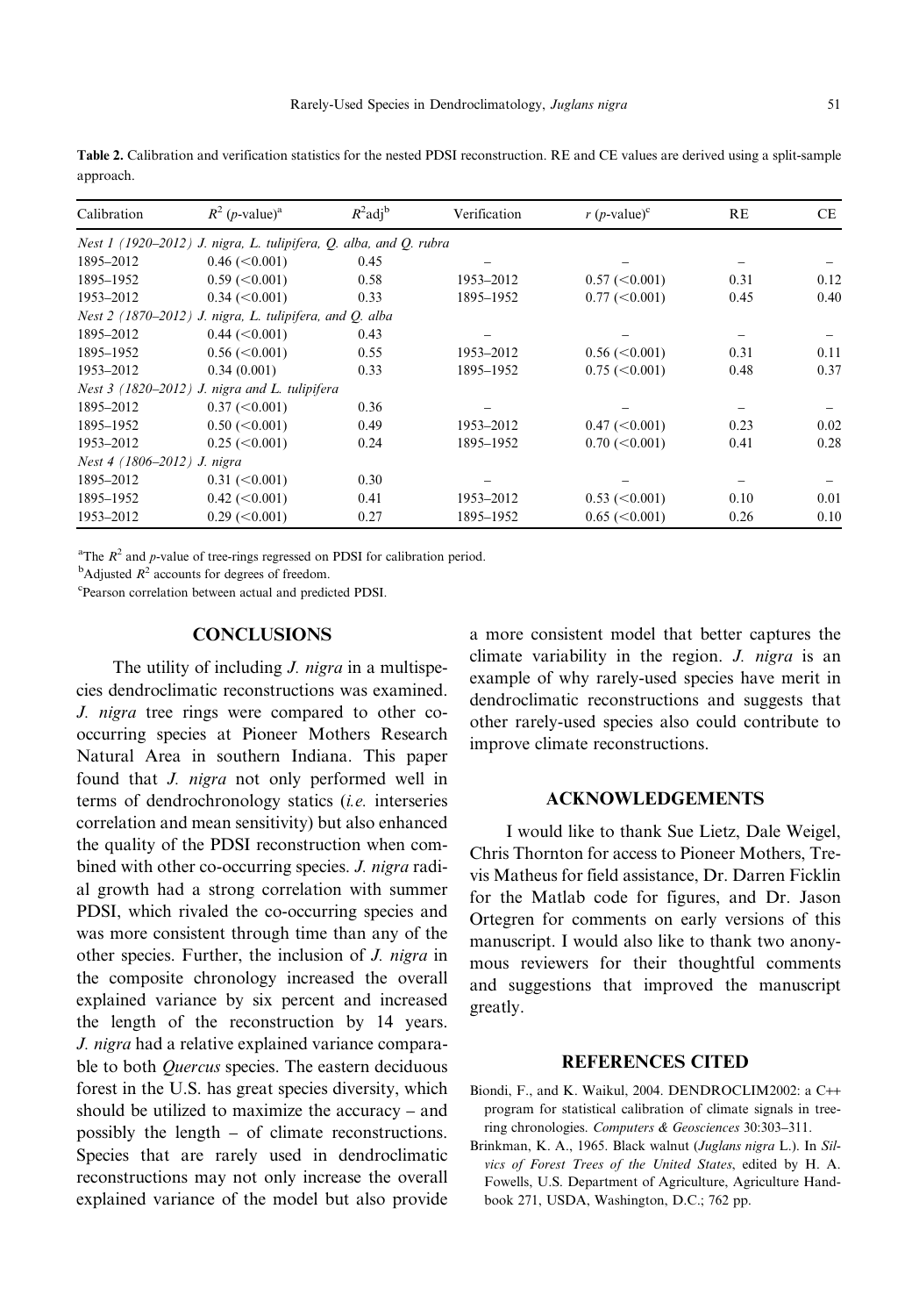**Table 2.** Calibration and verification statistics for the nested PDSI reconstruction. RE and CE values are derived using a split-sample approach.

| Calibration | $R^2$ (*p*-value)[a] | $R^2$adj[b] | Verification | *r* (*p*-value)[c] | RE | CE |
|---|---|---|---|---|---|---|
| *Nest 1 (1920–2012) J. nigra, L. tulipifera, Q. alba, and Q. rubra* | | | | | | |
| 1895–2012 | 0.46 (<0.001) | 0.45 | – | – | – | – |
| 1895–1952 | 0.59 (<0.001) | 0.58 | 1953–2012 | 0.57 (<0.001) | 0.31 | 0.12 |
| 1953–2012 | 0.34 (<0.001) | 0.33 | 1895–1952 | 0.77 (<0.001) | 0.45 | 0.40 |
| *Nest 2 (1870–2012) J. nigra, L. tulipifera, and Q. alba* | | | | | | |
| 1895–2012 | 0.44 (<0.001) | 0.43 | – | – | – | – |
| 1895–1952 | 0.56 (<0.001) | 0.55 | 1953–2012 | 0.56 (<0.001) | 0.31 | 0.11 |
| 1953–2012 | 0.34 (0.001) | 0.33 | 1895–1952 | 0.75 (<0.001) | 0.48 | 0.37 |
| *Nest 3 (1820–2012) J. nigra and L. tulipifera* | | | | | | |
| 1895–2012 | 0.37 (<0.001) | 0.36 | – | – | – | – |
| 1895–1952 | 0.50 (<0.001) | 0.49 | 1953–2012 | 0.47 (<0.001) | 0.23 | 0.02 |
| 1953–2012 | 0.25 (<0.001) | 0.24 | 1895–1952 | 0.70 (<0.001) | 0.41 | 0.28 |
| *Nest 4 (1806–2012) J. nigra* | | | | | | |
| 1895–2012 | 0.31 (<0.001) | 0.30 | – | – | – | – |
| 1895–1952 | 0.42 (<0.001) | 0.41 | 1953–2012 | 0.53 (<0.001) | 0.10 | 0.01 |
| 1953–2012 | 0.29 (<0.001) | 0.27 | 1895–1952 | 0.65 (<0.001) | 0.26 | 0.10 |

[a]The $R^2$ and *p*-value of tree-rings regressed on PDSI for calibration period.
[b]Adjusted $R^2$ accounts for degrees of freedom.
[c]Pearson correlation between actual and predicted PDSI.

## CONCLUSIONS

The utility of including *J. nigra* in a multispecies dendroclimatic reconstructions was examined. *J. nigra* tree rings were compared to other co-occurring species at Pioneer Mothers Research Natural Area in southern Indiana. This paper found that *J. nigra* not only performed well in terms of dendrochronology statics (*i.e.* interseries correlation and mean sensitivity) but also enhanced the quality of the PDSI reconstruction when combined with other co-occurring species. *J. nigra* radial growth had a strong correlation with summer PDSI, which rivaled the co-occurring species and was more consistent through time than any of the other species. Further, the inclusion of *J. nigra* in the composite chronology increased the overall explained variance by six percent and increased the length of the reconstruction by 14 years. *J. nigra* had a relative explained variance comparable to both *Quercus* species. The eastern deciduous forest in the U.S. has great species diversity, which should be utilized to maximize the accuracy – and possibly the length – of climate reconstructions. Species that are rarely used in dendroclimatic reconstructions may not only increase the overall explained variance of the model but also provide a more consistent model that better captures the climate variability in the region. *J. nigra* is an example of why rarely-used species have merit in dendroclimatic reconstructions and suggests that other rarely-used species also could contribute to improve climate reconstructions.

## ACKNOWLEDGEMENTS

I would like to thank Sue Lietz, Dale Weigel, Chris Thornton for access to Pioneer Mothers, Trevis Matheus for field assistance, Dr. Darren Ficklin for the Matlab code for figures, and Dr. Jason Ortegren for comments on early versions of this manuscript. I would also like to thank two anonymous reviewers for their thoughtful comments and suggestions that improved the manuscript greatly.

## REFERENCES CITED

Biondi, F., and K. Waikul, 2004. DENDROCLIM2002: a C++ program for statistical calibration of climate signals in tree-ring chronologies. *Computers & Geosciences* 30:303–311.

Brinkman, K. A., 1965. Black walnut (*Juglans nigra* L.). In *Silvics of Forest Trees of the United States*, edited by H. A. Fowells, U.S. Department of Agriculture, Agriculture Handbook 271, USDA, Washington, D.C.; 762 pp.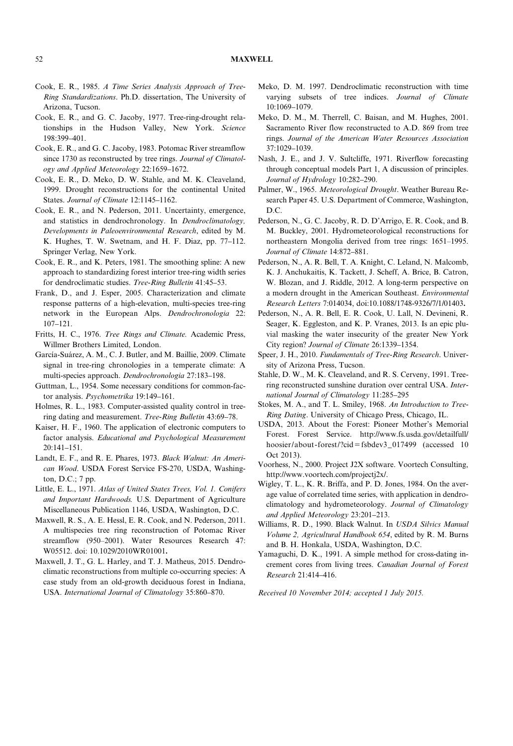Cook, E. R., 1985. *A Time Series Analysis Approach of Tree-Ring Standardizations*. Ph.D. dissertation, The University of Arizona, Tucson.

Cook, E. R., and G. C. Jacoby, 1977. Tree-ring-drought relationships in the Hudson Valley, New York. *Science* 198:399–401.

Cook, E. R., and G. C. Jacoby, 1983. Potomac River streamflow since 1730 as reconstructed by tree rings. *Journal of Climatology and Applied Meteorology* 22:1659–1672.

Cook, E. R., D. Meko, D. W. Stahle, and M. K. Cleaveland, 1999. Drought reconstructions for the continental United States. *Journal of Climate* 12:1145–1162.

Cook, E. R., and N. Pederson, 2011. Uncertainty, emergence, and statistics in dendrochronology. In *Dendroclimatology, Developments in Paleoenvironmental Research*, edited by M. K. Hughes, T. W. Swetnam, and H. F. Diaz, pp. 77–112. Springer Verlag, New York.

Cook, E. R., and K. Peters, 1981. The smoothing spline: A new approach to standardizing forest interior tree-ring width series for dendroclimatic studies. *Tree-Ring Bulletin* 41:45–53.

Frank, D., and J. Esper, 2005. Characterization and climate response patterns of a high-elevation, multi-species tree-ring network in the European Alps. *Dendrochronologia* 22: 107–121.

Fritts, H. C., 1976. *Tree Rings and Climate.* Academic Press, Willmer Brothers Limited, London.

García-Suárez, A. M., C. J. Butler, and M. Baillie, 2009. Climate signal in tree-ring chronologies in a temperate climate: A multi-species approach. *Dendrochronologia* 27:183–198.

Guttman, L., 1954. Some necessary conditions for common-factor analysis. *Psychometrika* 19:149–161.

Holmes, R. L., 1983. Computer-assisted quality control in tree-ring dating and measurement. *Tree-Ring Bulletin* 43:69–78.

Kaiser, H. F., 1960. The application of electronic computers to factor analysis. *Educational and Psychological Measurement* 20:141–151.

Landt, E. F., and R. E. Phares, 1973. *Black Walnut: An American Wood*. USDA Forest Service FS-270, USDA, Washington, D.C.; 7 pp.

Little, E. L., 1971. *Atlas of United States Trees, Vol. 1. Conifers and Important Hardwoods.* U.S. Department of Agriculture Miscellaneous Publication 1146, USDA, Washington, D.C.

Maxwell, R. S., A. E. Hessl, E. R. Cook, and N. Pederson, 2011. A multispecies tree ring reconstruction of Potomac River streamflow (950–2001). Water Resources Research 47: W05512. doi: 10.1029/2010WR01001.

Maxwell, J. T., G. L. Harley, and T. J. Matheus, 2015. Dendroclimatic reconstructions from multiple co-occurring species: A case study from an old-growth deciduous forest in Indiana, USA. *International Journal of Climatology* 35:860–870.

Meko, D. M. 1997. Dendroclimatic reconstruction with time varying subsets of tree indices. *Journal of Climate* 10:1069–1079.

Meko, D. M., M. Therrell, C. Baisan, and M. Hughes, 2001. Sacramento River flow reconstructed to A.D. 869 from tree rings. *Journal of the American Water Resources Association* 37:1029–1039.

Nash, J. E., and J. V. Sultcliffe, 1971. Riverflow forecasting through conceptual models Part 1, A discussion of principles. *Journal of Hydrology* 10:282–290.

Palmer, W., 1965. *Meteorological Drought*. Weather Bureau Research Paper 45. U.S. Department of Commerce, Washington, D.C.

Pederson, N., G. C. Jacoby, R. D. D'Arrigo, E. R. Cook, and B. M. Buckley, 2001. Hydrometeorological reconstructions for northeastern Mongolia derived from tree rings: 1651–1995. *Journal of Climate* 14:872–881.

Pederson, N., A. R. Bell, T. A. Knight, C. Leland, N. Malcomb, K. J. Anchukaitis, K. Tackett, J. Scheff, A. Brice, B. Catron, W. Blozan, and J. Riddle, 2012. A long-term perspective on a modern drought in the American Southeast. *Environmental Research Letters* 7:014034, doi:10.1088/1748-9326/7/1/01403.

Pederson, N., A. R. Bell, E. R. Cook, U. Lall, N. Devineni, R. Seager, K. Eggleston, and K. P. Vranes, 2013. Is an epic pluvial masking the water insecurity of the greater New York City region? *Journal of Climate* 26:1339–1354.

Speer, J. H., 2010. *Fundamentals of Tree-Ring Research*. University of Arizona Press, Tucson.

Stahle, D. W., M. K. Cleaveland, and R. S. Cerveny, 1991. Tree-ring reconstructed sunshine duration over central USA. *International Journal of Climatology* 11:285–295

Stokes, M. A., and T. L. Smiley, 1968. *An Introduction to Tree-Ring Dating*. University of Chicago Press, Chicago, IL.

USDA, 2013. About the Forest: Pioneer Mother's Memorial Forest. Forest Service. http://www.fs.usda.gov/detailfull/hoosier/about-forest/?cid=fsbdev3_017499 (accessed 10 Oct 2013).

Voorhess, N., 2000. Project J2X software. Voortech Consulting, http://www.voortech.com/projectj2x/.

Wigley, T. L., K. R. Briffa, and P. D. Jones, 1984. On the average value of correlated time series, with application in dendroclimatology and hydrometeorology. *Journal of Climatology and Applied Meteorology* 23:201–213.

Williams, R. D., 1990. Black Walnut. In *USDA Silvics Manual Volume 2, Agricultural Handbook 654*, edited by R. M. Burns and B. H. Honkala, USDA, Washington, D.C.

Yamaguchi, D. K., 1991. A simple method for cross-dating increment cores from living trees. *Canadian Journal of Forest Research* 21:414–416.

*Received 10 November 2014; accepted 1 July 2015.*